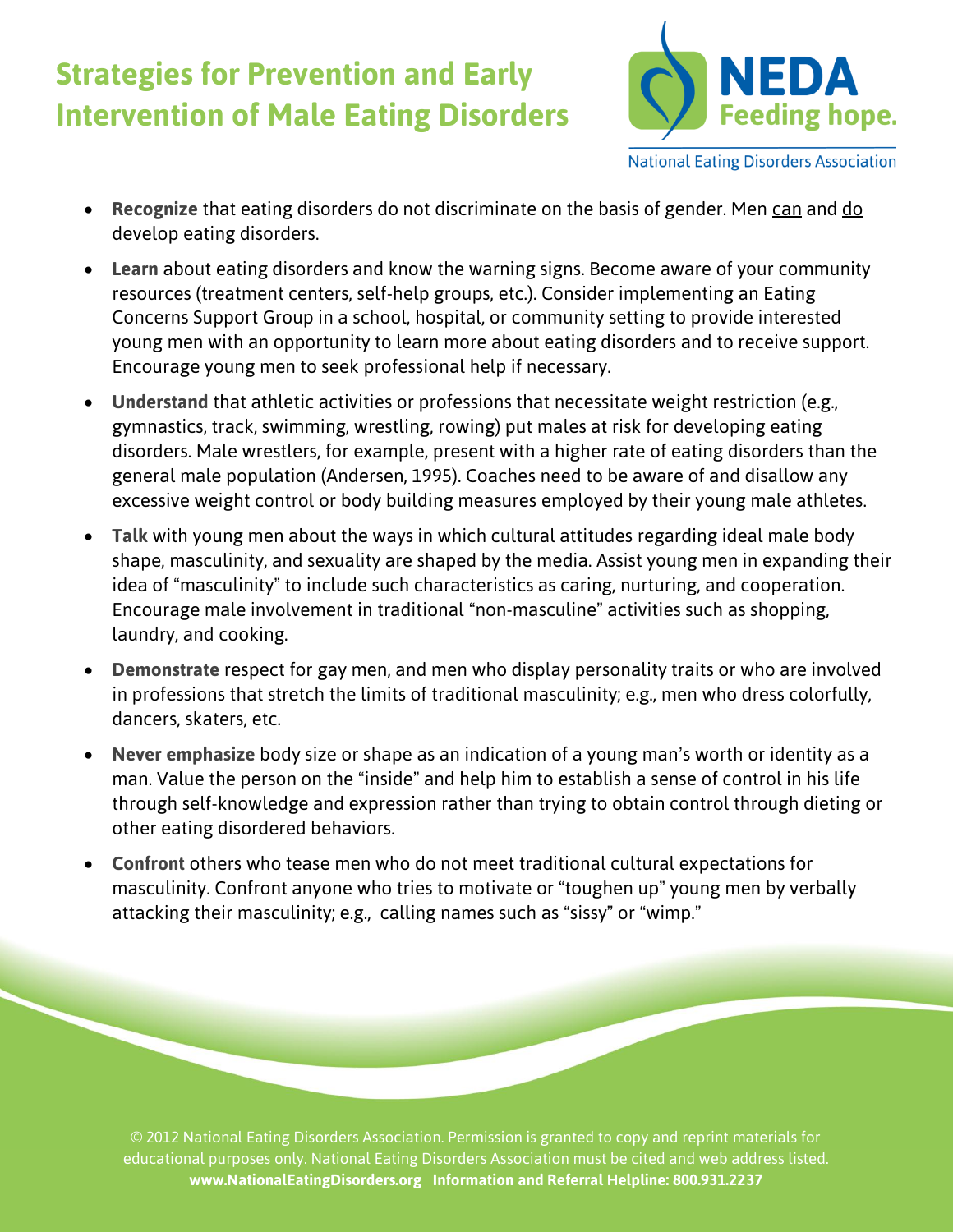# Strategies for Prevention and Early Intervention of Male Eating Disorders

NEDA
Feeding hope.
National Eating Disorders Association

- **Recognize** that eating disorders do not discriminate on the basis of gender. Men can and do develop eating disorders.
- **Learn** about eating disorders and know the warning signs. Become aware of your community resources (treatment centers, self-help groups, etc.). Consider implementing an Eating Concerns Support Group in a school, hospital, or community setting to provide interested young men with an opportunity to learn more about eating disorders and to receive support. Encourage young men to seek professional help if necessary.
- **Understand** that athletic activities or professions that necessitate weight restriction (e.g., gymnastics, track, swimming, wrestling, rowing) put males at risk for developing eating disorders. Male wrestlers, for example, present with a higher rate of eating disorders than the general male population (Andersen, 1995). Coaches need to be aware of and disallow any excessive weight control or body building measures employed by their young male athletes.
- **Talk** with young men about the ways in which cultural attitudes regarding ideal male body shape, masculinity, and sexuality are shaped by the media. Assist young men in expanding their idea of "masculinity" to include such characteristics as caring, nurturing, and cooperation. Encourage male involvement in traditional "non-masculine" activities such as shopping, laundry, and cooking.
- **Demonstrate** respect for gay men, and men who display personality traits or who are involved in professions that stretch the limits of traditional masculinity; e.g., men who dress colorfully, dancers, skaters, etc.
- **Never emphasize** body size or shape as an indication of a young man's worth or identity as a man. Value the person on the "inside" and help him to establish a sense of control in his life through self-knowledge and expression rather than trying to obtain control through dieting or other eating disordered behaviors.
- **Confront** others who tease men who do not meet traditional cultural expectations for masculinity. Confront anyone who tries to motivate or "toughen up" young men by verbally attacking their masculinity; e.g., calling names such as "sissy" or "wimp."

© 2012 National Eating Disorders Association. Permission is granted to copy and reprint materials for educational purposes only. National Eating Disorders Association must be cited and web address listed.
**www.NationalEatingDisorders.org Information and Referral Helpline: 800.931.2237**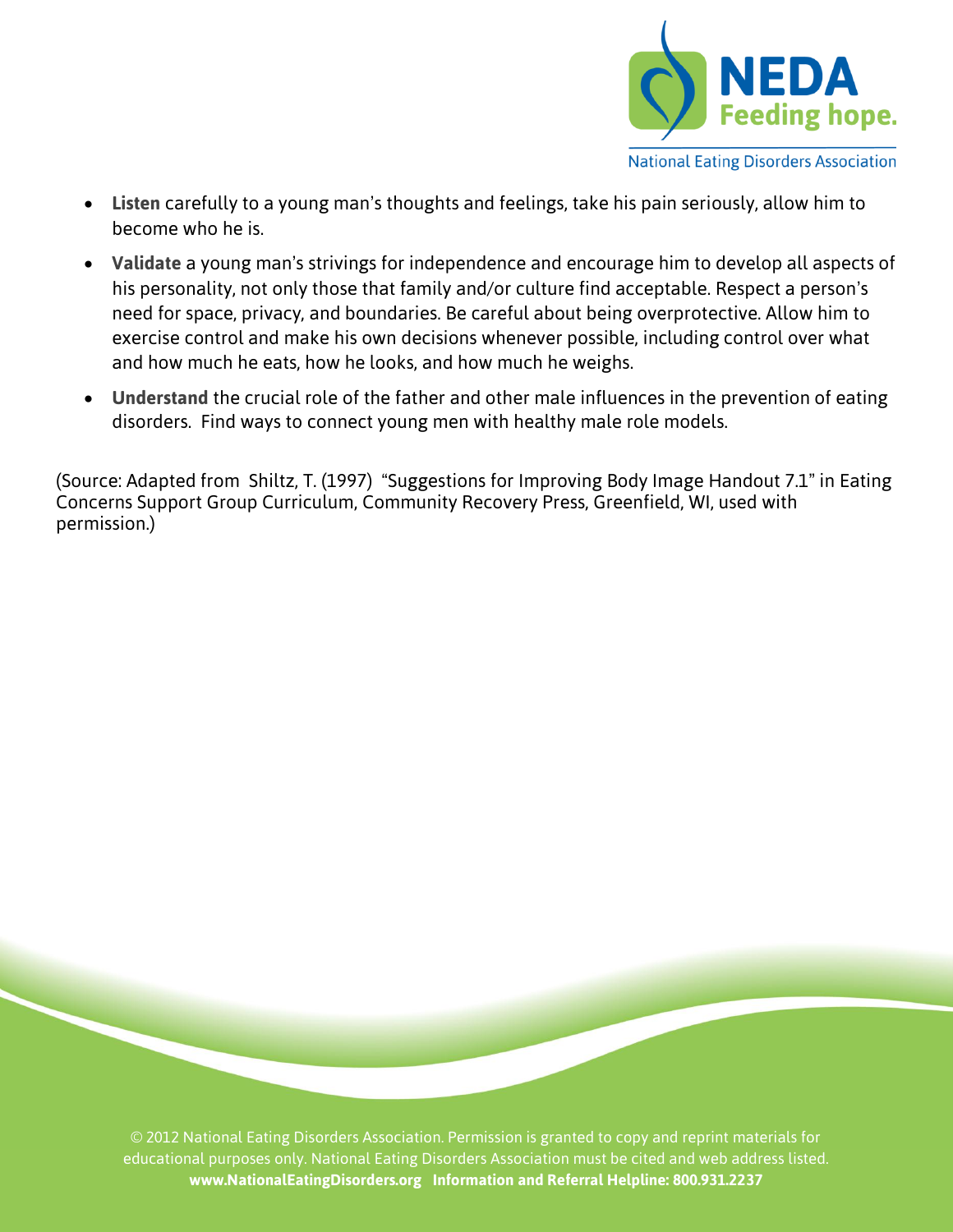- **Listen** carefully to a young man's thoughts and feelings, take his pain seriously, allow him to become who he is.
- **Validate** a young man's strivings for independence and encourage him to develop all aspects of his personality, not only those that family and/or culture find acceptable. Respect a person's need for space, privacy, and boundaries. Be careful about being overprotective. Allow him to exercise control and make his own decisions whenever possible, including control over what and how much he eats, how he looks, and how much he weighs.
- **Understand** the crucial role of the father and other male influences in the prevention of eating disorders. Find ways to connect young men with healthy male role models.

(Source: Adapted from Shiltz, T. (1997) "Suggestions for Improving Body Image Handout 7.1" in Eating Concerns Support Group Curriculum, Community Recovery Press, Greenfield, WI, used with permission.)